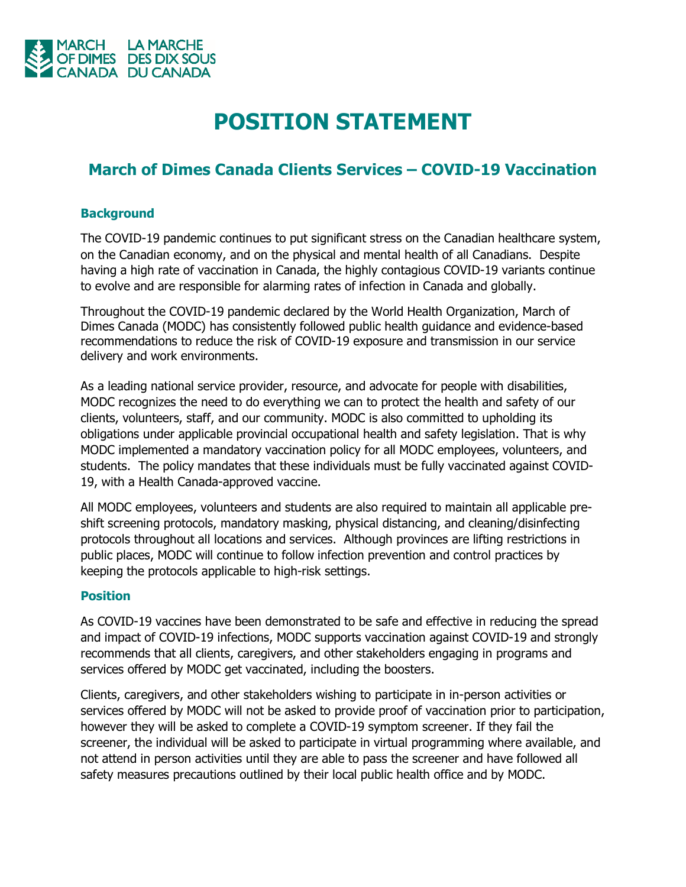MARCH OF DIMES CANADA LA MARCHE DES DIX SOUS DU CANADA

# POSITION STATEMENT

## March of Dimes Canada Clients Services – COVID-19 Vaccination

### Background

The COVID-19 pandemic continues to put significant stress on the Canadian healthcare system, on the Canadian economy, and on the physical and mental health of all Canadians. Despite having a high rate of vaccination in Canada, the highly contagious COVID-19 variants continue to evolve and are responsible for alarming rates of infection in Canada and globally.

Throughout the COVID-19 pandemic declared by the World Health Organization, March of Dimes Canada (MODC) has consistently followed public health guidance and evidence-based recommendations to reduce the risk of COVID-19 exposure and transmission in our service delivery and work environments.

As a leading national service provider, resource, and advocate for people with disabilities, MODC recognizes the need to do everything we can to protect the health and safety of our clients, volunteers, staff, and our community. MODC is also committed to upholding its obligations under applicable provincial occupational health and safety legislation. That is why MODC implemented a mandatory vaccination policy for all MODC employees, volunteers, and students. The policy mandates that these individuals must be fully vaccinated against COVID-19, with a Health Canada-approved vaccine.

All MODC employees, volunteers and students are also required to maintain all applicable pre-shift screening protocols, mandatory masking, physical distancing, and cleaning/disinfecting protocols throughout all locations and services. Although provinces are lifting restrictions in public places, MODC will continue to follow infection prevention and control practices by keeping the protocols applicable to high-risk settings.

### Position

As COVID-19 vaccines have been demonstrated to be safe and effective in reducing the spread and impact of COVID-19 infections, MODC supports vaccination against COVID-19 and strongly recommends that all clients, caregivers, and other stakeholders engaging in programs and services offered by MODC get vaccinated, including the boosters.

Clients, caregivers, and other stakeholders wishing to participate in in-person activities or services offered by MODC will not be asked to provide proof of vaccination prior to participation, however they will be asked to complete a COVID-19 symptom screener. If they fail the screener, the individual will be asked to participate in virtual programming where available, and not attend in person activities until they are able to pass the screener and have followed all safety measures precautions outlined by their local public health office and by MODC.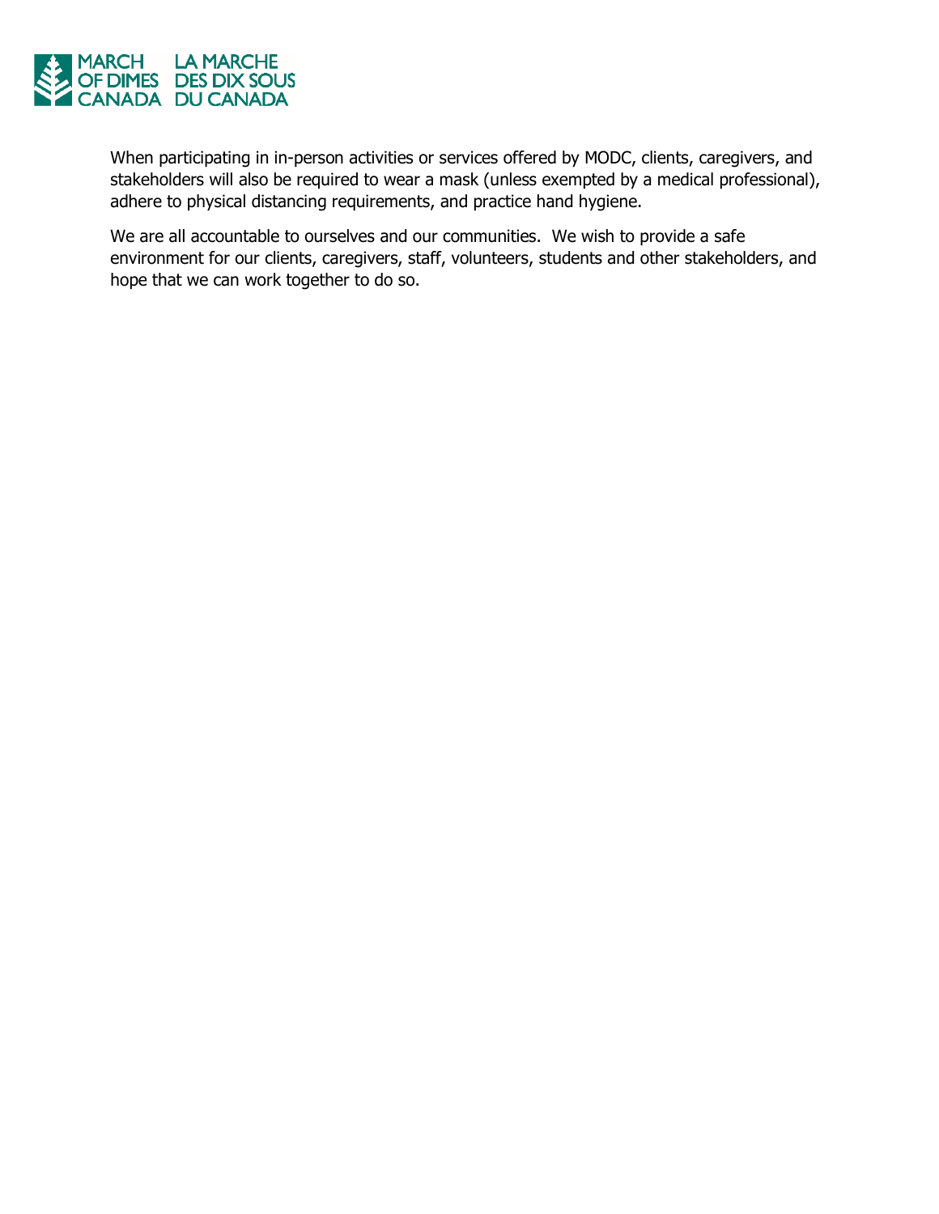When participating in in-person activities or services offered by MODC, clients, caregivers, and stakeholders will also be required to wear a mask (unless exempted by a medical professional), adhere to physical distancing requirements, and practice hand hygiene.

We are all accountable to ourselves and our communities. We wish to provide a safe environment for our clients, caregivers, staff, volunteers, students and other stakeholders, and hope that we can work together to do so.